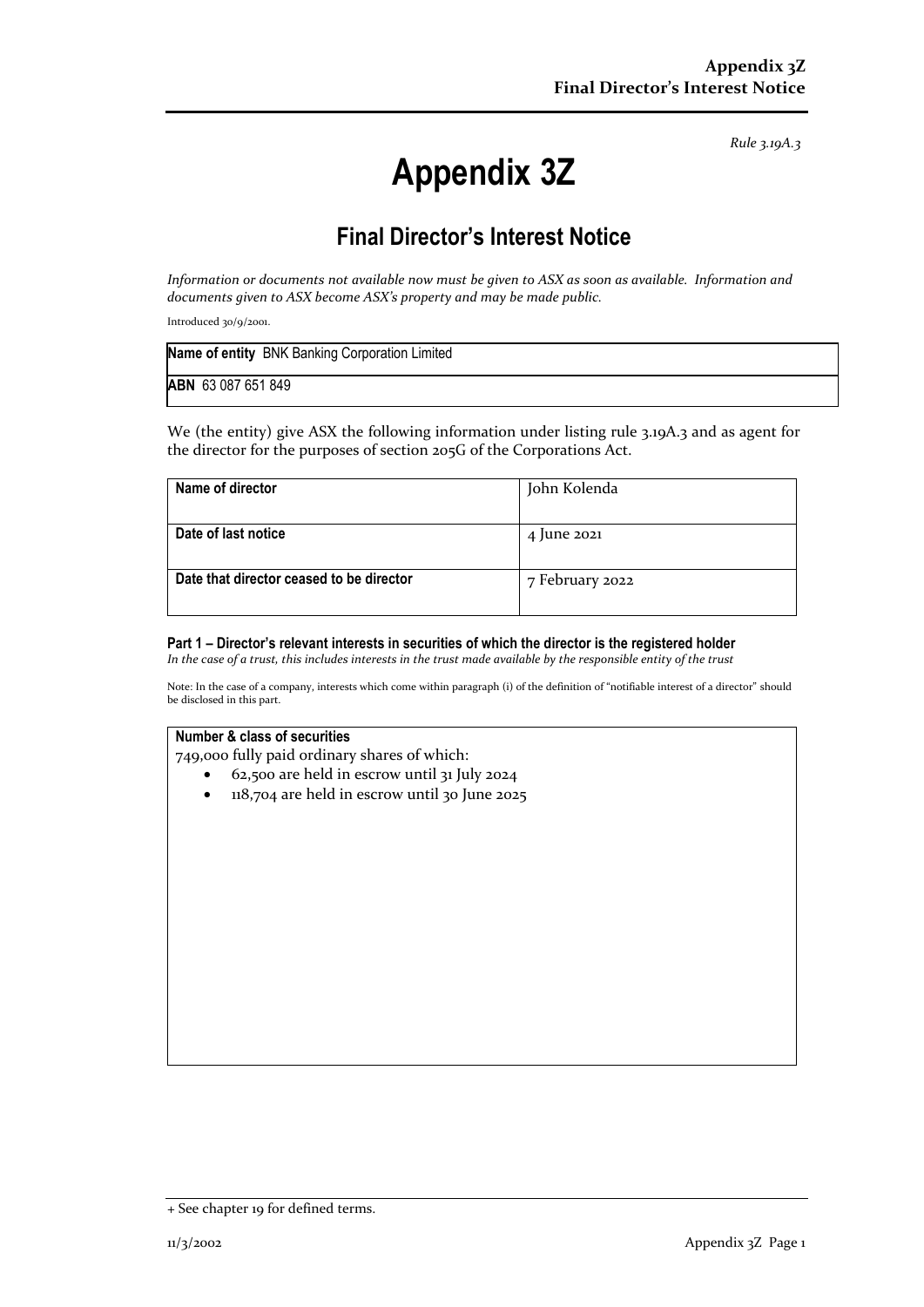*Rule 3.19A.3*

# Appendix 3Z

## Final Director's Interest Notice

*Information or documents not available now must be given to ASX as soon as available. Information and documents given to ASX become ASX's property and may be made public.*

Introduced 30/9/2001.

| **Name of entity** BNK Banking Corporation Limited |
|---|
| **ABN** 63 087 651 849 |

We (the entity) give ASX the following information under listing rule 3.19A.3 and as agent for the director for the purposes of section 205G of the Corporations Act.

| | |
|---|---|
| **Name of director** | John Kolenda |
| **Date of last notice** | 4 June 2021 |
| **Date that director ceased to be director** | 7 February 2022 |

#### Part 1 – Director's relevant interests in securities of which the director is the registered holder

*In the case of a trust, this includes interests in the trust made available by the responsible entity of the trust*

Note: In the case of a company, interests which come within paragraph (i) of the definition of "notifiable interest of a director" should be disclosed in this part.

**Number & class of securities**

749,000 fully paid ordinary shares of which:

- 62,500 are held in escrow until 31 July 2024
- 118,704 are held in escrow until 30 June 2025

+ See chapter 19 for defined terms.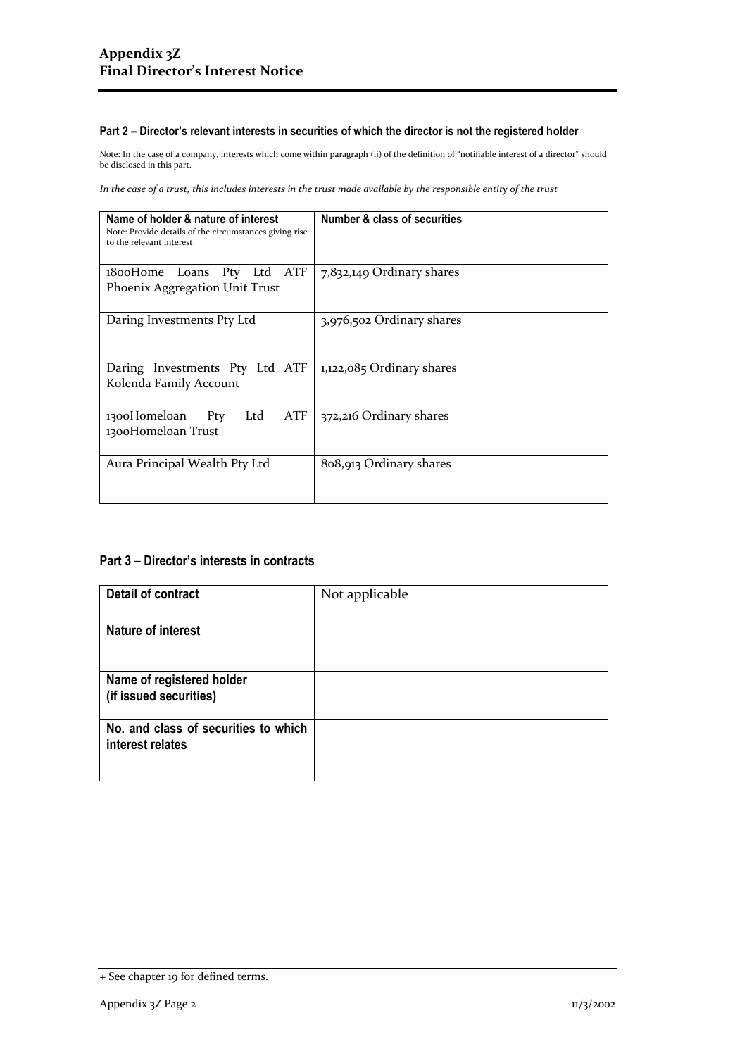## Part 2 – Director's relevant interests in securities of which the director is not the registered holder

Note: In the case of a company, interests which come within paragraph (ii) of the definition of "notifiable interest of a director" should be disclosed in this part.

*In the case of a trust, this includes interests in the trust made available by the responsible entity of the trust*

| **Name of holder & nature of interest**<br>Note: Provide details of the circumstances giving rise to the relevant interest | **Number & class of securities** |
|---|---|
| 1800Home Loans Pty Ltd ATF Phoenix Aggregation Unit Trust | 7,832,149 Ordinary shares |
| Daring Investments Pty Ltd | 3,976,502 Ordinary shares |
| Daring Investments Pty Ltd ATF Kolenda Family Account | 1,122,085 Ordinary shares |
| 1300Homeloan Pty Ltd ATF 1300Homeloan Trust | 372,216 Ordinary shares |
| Aura Principal Wealth Pty Ltd | 808,913 Ordinary shares |

## Part 3 – Director's interests in contracts

| | |
|---|---|
| **Detail of contract** | Not applicable |
| **Nature of interest** | |
| **Name of registered holder (if issued securities)** | |
| **No. and class of securities to which interest relates** | |

+ See chapter 19 for defined terms.